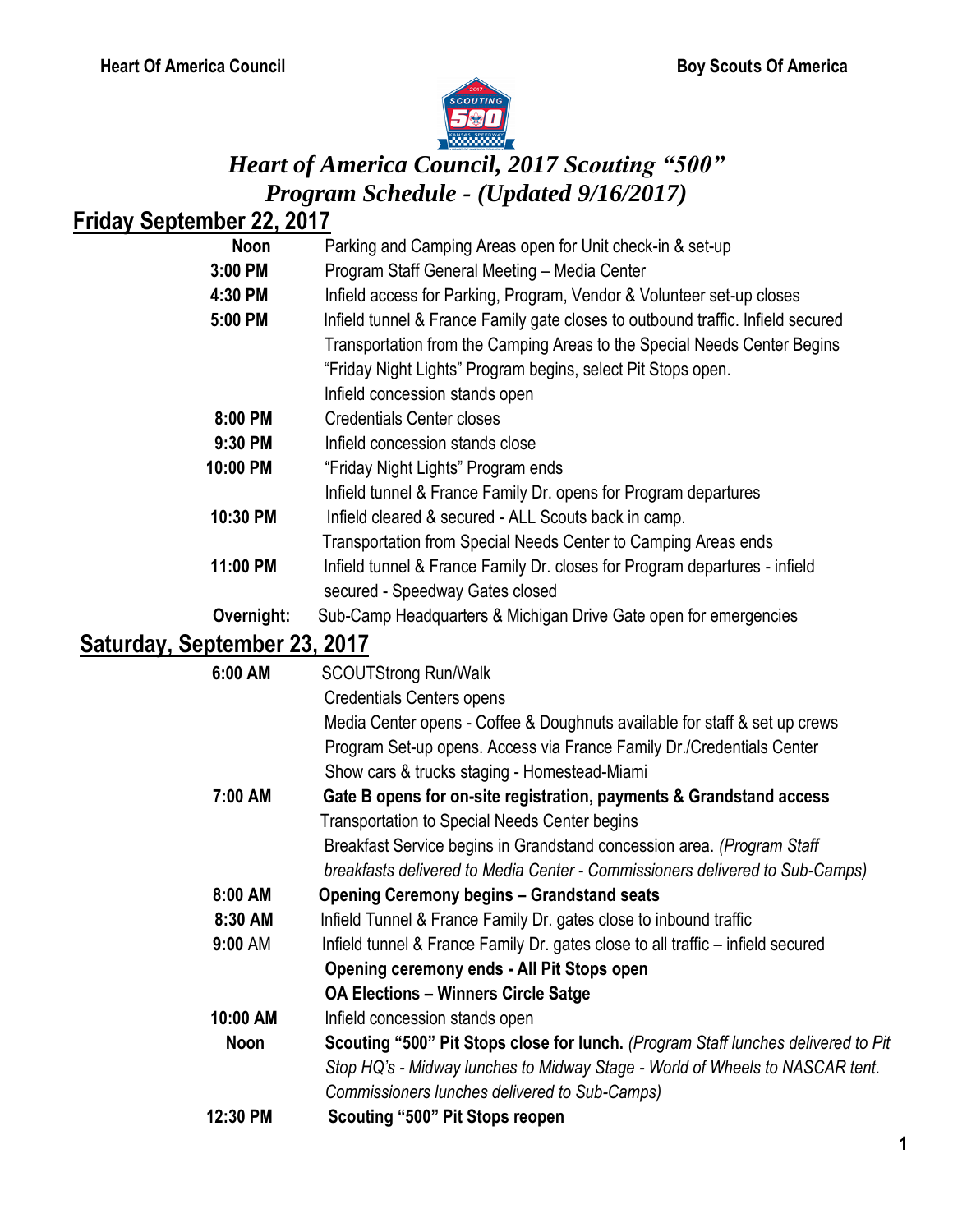Heart Of America Council | Boy Scouts Of America

# *Heart of America Council, 2017 Scouting "500"*
# *Program Schedule - (Updated 9/16/2017)*

## Friday September 22, 2017

| Time | Event |
|---|---|
| **Noon** | Parking and Camping Areas open for Unit check-in & set-up |
| **3:00 PM** | Program Staff General Meeting – Media Center |
| **4:30 PM** | Infield access for Parking, Program, Vendor & Volunteer set-up closes |
| **5:00 PM** | Infield tunnel & France Family gate closes to outbound traffic. Infield secured |
| | Transportation from the Camping Areas to the Special Needs Center Begins |
| | "Friday Night Lights" Program begins, select Pit Stops open. |
| | Infield concession stands open |
| **8:00 PM** | Credentials Center closes |
| **9:30 PM** | Infield concession stands close |
| **10:00 PM** | "Friday Night Lights" Program ends |
| | Infield tunnel & France Family Dr. opens for Program departures |
| **10:30 PM** | Infield cleared & secured - ALL Scouts back in camp. |
| | Transportation from Special Needs Center to Camping Areas ends |
| **11:00 PM** | Infield tunnel & France Family Dr. closes for Program departures - infield secured - Speedway Gates closed |
| **Overnight:** | Sub-Camp Headquarters & Michigan Drive Gate open for emergencies |

## Saturday, September 23, 2017

| Time | Event |
|---|---|
| **6:00 AM** | SCOUTStrong Run/Walk |
| | Credentials Centers opens |
| | Media Center opens - Coffee & Doughnuts available for staff & set up crews |
| | Program Set-up opens. Access via France Family Dr./Credentials Center |
| | Show cars & trucks staging - Homestead-Miami |
| **7:00 AM** | **Gate B opens for on-site registration, payments & Grandstand access** |
| | Transportation to Special Needs Center begins |
| | Breakfast Service begins in Grandstand concession area. *(Program Staff breakfasts delivered to Media Center - Commissioners delivered to Sub-Camps)* |
| **8:00 AM** | **Opening Ceremony begins – Grandstand seats** |
| **8:30 AM** | Infield Tunnel & France Family Dr. gates close to inbound traffic |
| **9:00 AM** | Infield tunnel & France Family Dr. gates close to all traffic – infield secured |
| | **Opening ceremony ends - All Pit Stops open** |
| | **OA Elections – Winners Circle Satge** |
| **10:00 AM** | Infield concession stands open |
| **Noon** | **Scouting "500" Pit Stops close for lunch.** *(Program Staff lunches delivered to Pit Stop HQ's - Midway lunches to Midway Stage - World of Wheels to NASCAR tent. Commissioners lunches delivered to Sub-Camps)* |
| **12:30 PM** | **Scouting "500" Pit Stops reopen** |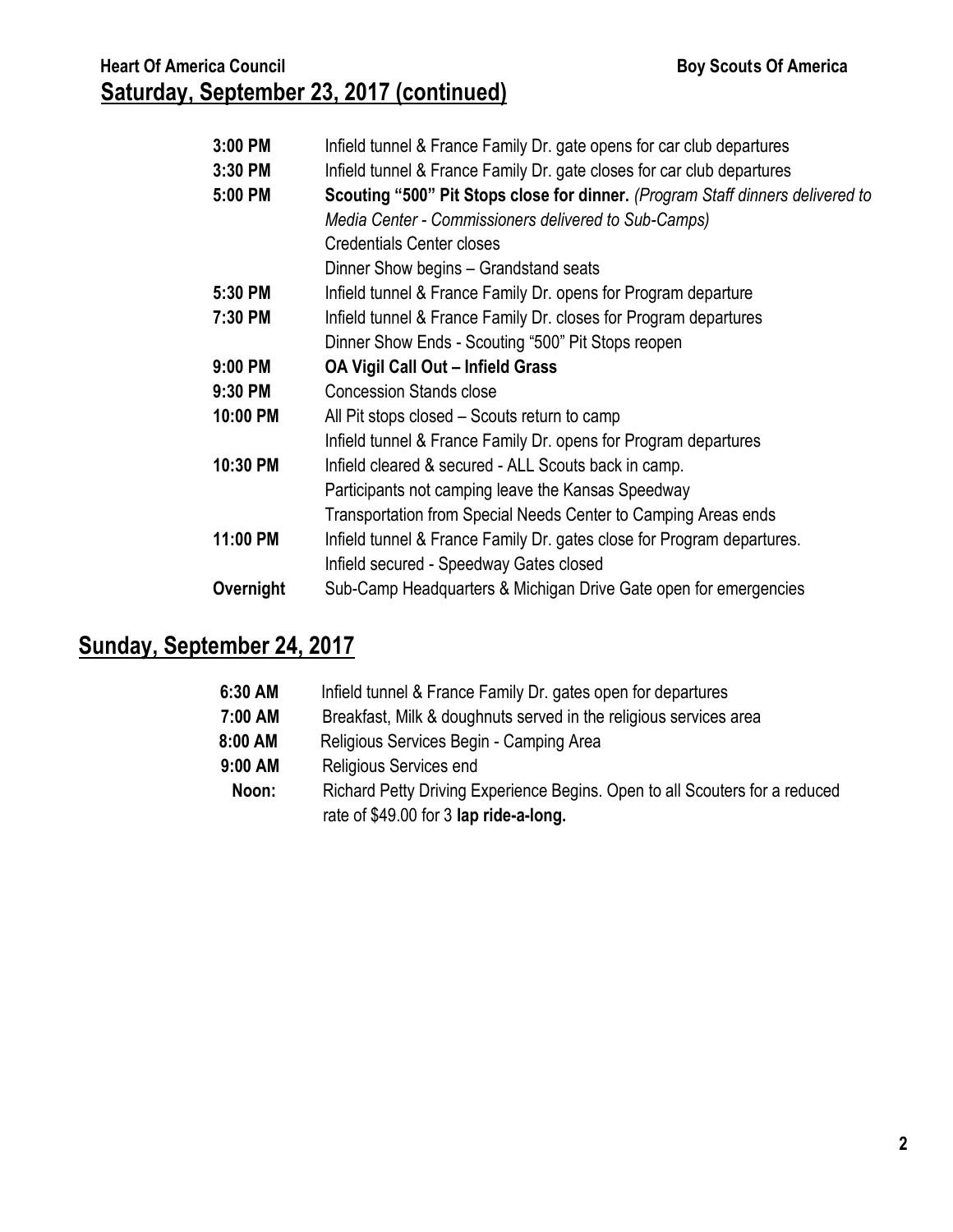## Saturday, September 23, 2017 (continued)

| | |
|---|---|
| **3:00 PM** | Infield tunnel & France Family Dr. gate opens for car club departures |
| **3:30 PM** | Infield tunnel & France Family Dr. gate closes for car club departures |
| **5:00 PM** | **Scouting "500" Pit Stops close for dinner.** *(Program Staff dinners delivered to Media Center - Commissioners delivered to Sub-Camps)* |
| | Credentials Center closes |
| | Dinner Show begins – Grandstand seats |
| **5:30 PM** | Infield tunnel & France Family Dr. opens for Program departure |
| **7:30 PM** | Infield tunnel & France Family Dr. closes for Program departures |
| | Dinner Show Ends - Scouting "500" Pit Stops reopen |
| **9:00 PM** | **OA Vigil Call Out – Infield Grass** |
| **9:30 PM** | Concession Stands close |
| **10:00 PM** | All Pit stops closed – Scouts return to camp |
| | Infield tunnel & France Family Dr. opens for Program departures |
| **10:30 PM** | Infield cleared & secured - ALL Scouts back in camp. |
| | Participants not camping leave the Kansas Speedway |
| | Transportation from Special Needs Center to Camping Areas ends |
| **11:00 PM** | Infield tunnel & France Family Dr. gates close for Program departures. |
| | Infield secured - Speedway Gates closed |
| **Overnight** | Sub-Camp Headquarters & Michigan Drive Gate open for emergencies |

## Sunday, September 24, 2017

| | |
|---|---|
| **6:30 AM** | Infield tunnel & France Family Dr. gates open for departures |
| **7:00 AM** | Breakfast, Milk & doughnuts served in the religious services area |
| **8:00 AM** | Religious Services Begin - Camping Area |
| **9:00 AM** | Religious Services end |
| **Noon:** | Richard Petty Driving Experience Begins. Open to all Scouters for a reduced rate of $49.00 for 3 **lap ride-a-long.** |